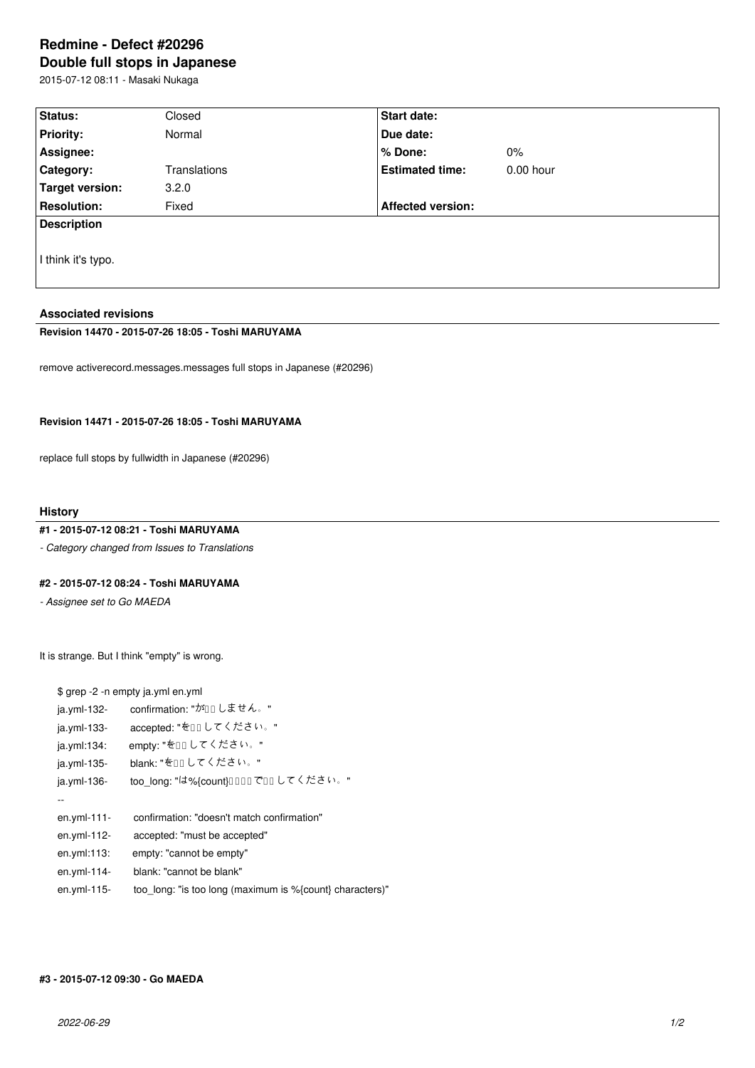# Redmine - Defect #20296

## Double full stops in Japanese

2015-07-12 08:11 - Masaki Nukaga

| Status: | Closed | Start date: | |
|---|---|---|---|
| Priority: | Normal | Due date: | |
| Assignee: | | % Done: | 0% |
| Category: | Translations | Estimated time: | 0.00 hour |
| Target version: | 3.2.0 | | |
| Resolution: | Fixed | Affected version: | |

**Description**

I think it's typo.

### Associated revisions

**Revision 14470 - 2015-07-26 18:05 - Toshi MARUYAMA**

remove activerecord.messages.messages full stops in Japanese (#20296)

**Revision 14471 - 2015-07-26 18:05 - Toshi MARUYAMA**

replace full stops by fullwidth in Japanese (#20296)

### History

**#1 - 2015-07-12 08:21 - Toshi MARUYAMA**

*- Category changed from Issues to Translations*

**#2 - 2015-07-12 08:24 - Toshi MARUYAMA**

*- Assignee set to Go MAEDA*

It is strange. But I think "empty" is wrong.

```
$ grep -2 -n empty ja.yml en.yml
ja.yml-132-     confirmation: "が□□しません。"
ja.yml-133-     accepted: "を□□してください。"
ja.yml:134:     empty: "を□□してください。"
ja.yml-135-     blank: "を□□してください。"
ja.yml-136-     too_long: "は%{count}□□□□で□□してください。"
--
en.yml-111-     confirmation: "doesn't match confirmation"
en.yml-112-     accepted: "must be accepted"
en.yml:113:     empty: "cannot be empty"
en.yml-114-     blank: "cannot be blank"
en.yml-115-     too_long: "is too long (maximum is %{count} characters)"
```

**#3 - 2015-07-12 09:30 - Go MAEDA**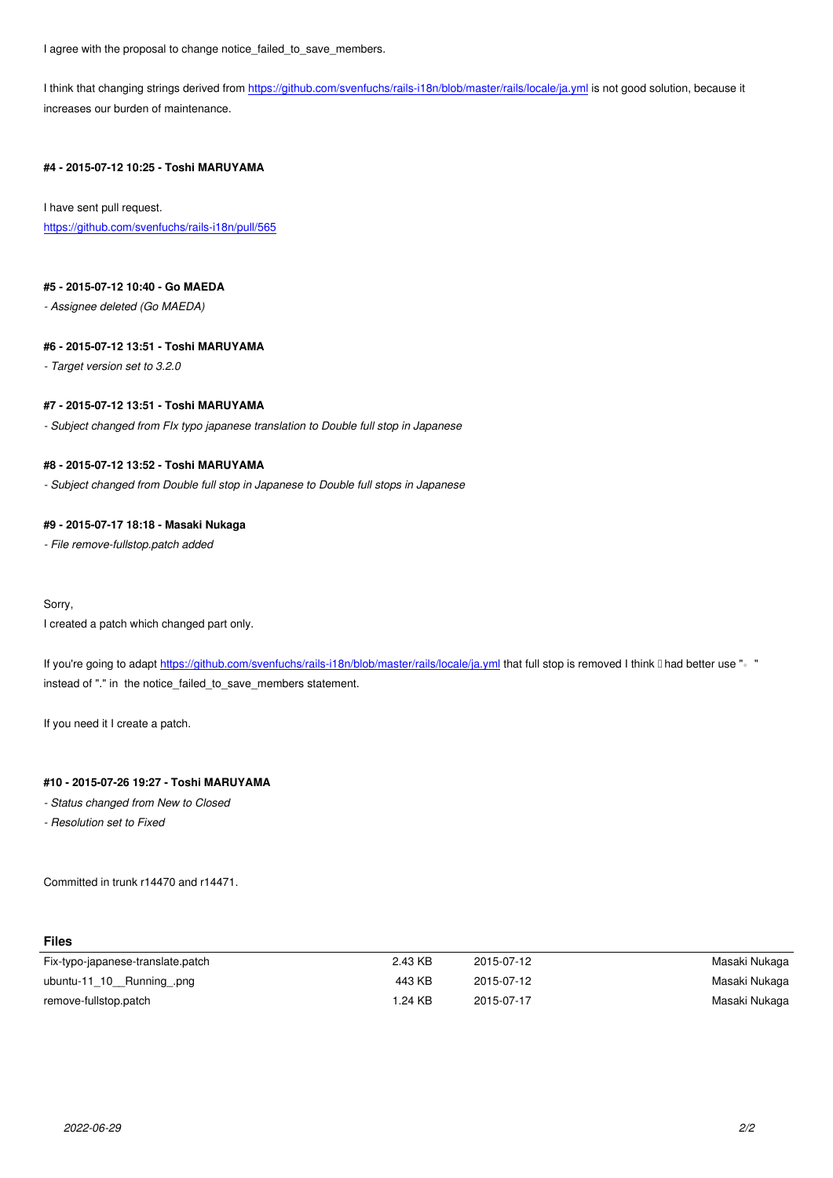I agree with the proposal to change notice_failed_to_save_members.

I think that changing strings derived from https://github.com/svenfuchs/rails-i18n/blob/master/rails/locale/ja.yml is not good solution, because it increases our burden of maintenance.

#### #4 - 2015-07-12 10:25 - Toshi MARUYAMA

I have sent pull request.
https://github.com/svenfuchs/rails-i18n/pull/565

#### #5 - 2015-07-12 10:40 - Go MAEDA

*- Assignee deleted (Go MAEDA)*

#### #6 - 2015-07-12 13:51 - Toshi MARUYAMA

*- Target version set to 3.2.0*

#### #7 - 2015-07-12 13:51 - Toshi MARUYAMA

*- Subject changed from FIx typo japanese translation to Double full stop in Japanese*

#### #8 - 2015-07-12 13:52 - Toshi MARUYAMA

*- Subject changed from Double full stop in Japanese to Double full stops in Japanese*

#### #9 - 2015-07-17 18:18 - Masaki Nukaga

*- File remove-fullstop.patch added*

Sorry,
I created a patch which changed part only.

If you're going to adapt https://github.com/svenfuchs/rails-i18n/blob/master/rails/locale/ja.yml that full stop is removed I think  had better use "。" instead of "." in  the notice_failed_to_save_members statement.

If you need it I create a patch.

#### #10 - 2015-07-26 19:27 - Toshi MARUYAMA

*- Status changed from New to Closed*
*- Resolution set to Fixed*

Committed in trunk r14470 and r14471.

### Files

| | | | |
|---|---|---|---|
| Fix-typo-japanese-translate.patch | 2.43 KB | 2015-07-12 | Masaki Nukaga |
| ubuntu-11_10__Running_.png | 443 KB | 2015-07-12 | Masaki Nukaga |
| remove-fullstop.patch | 1.24 KB | 2015-07-17 | Masaki Nukaga |